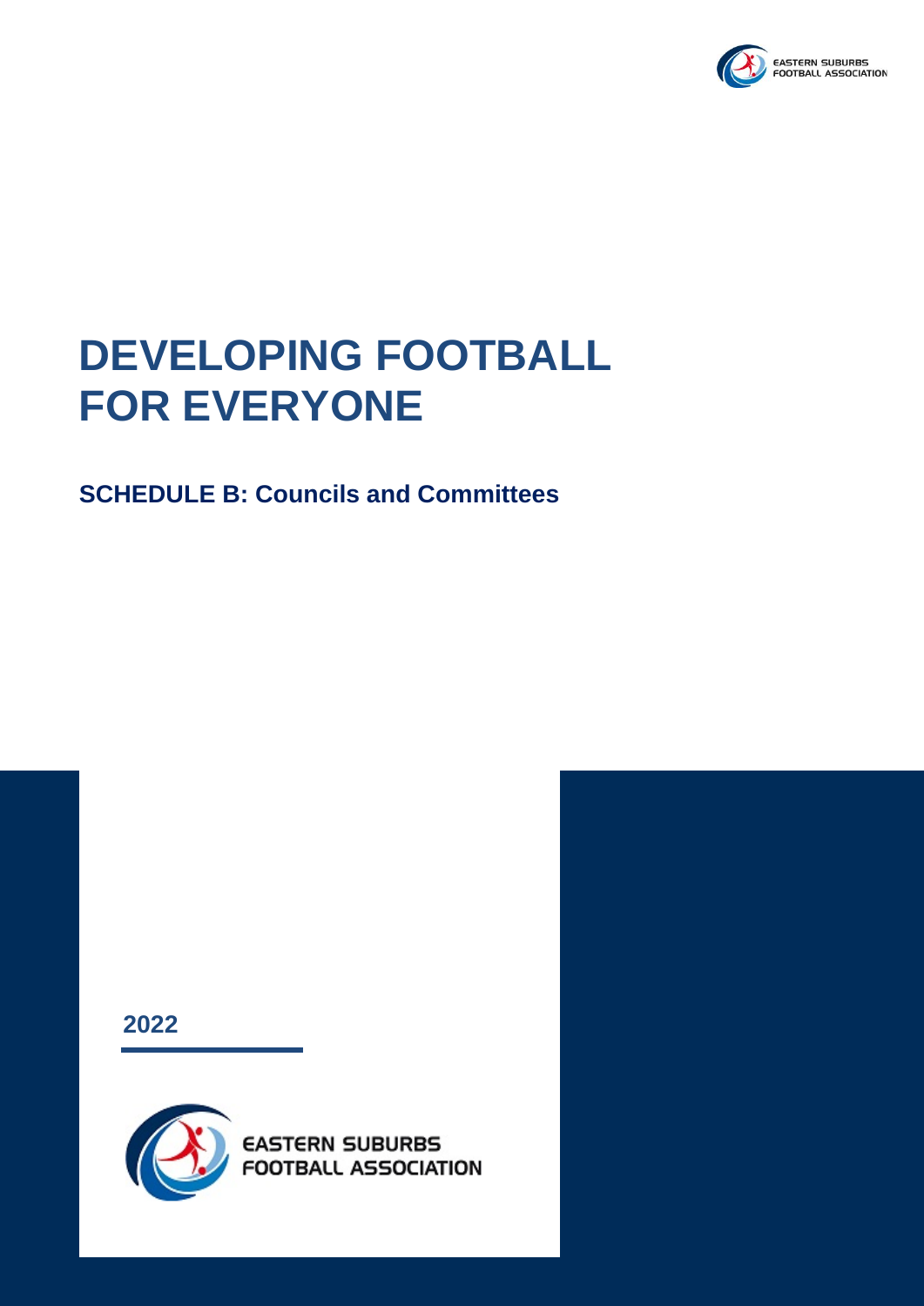# DEVELOPING FOOTBALL FOR EVERYONE

## SCHEDULE B: Councils and Committees

2022

EASTERN SUBURBS FOOTBALL ASSOCIATION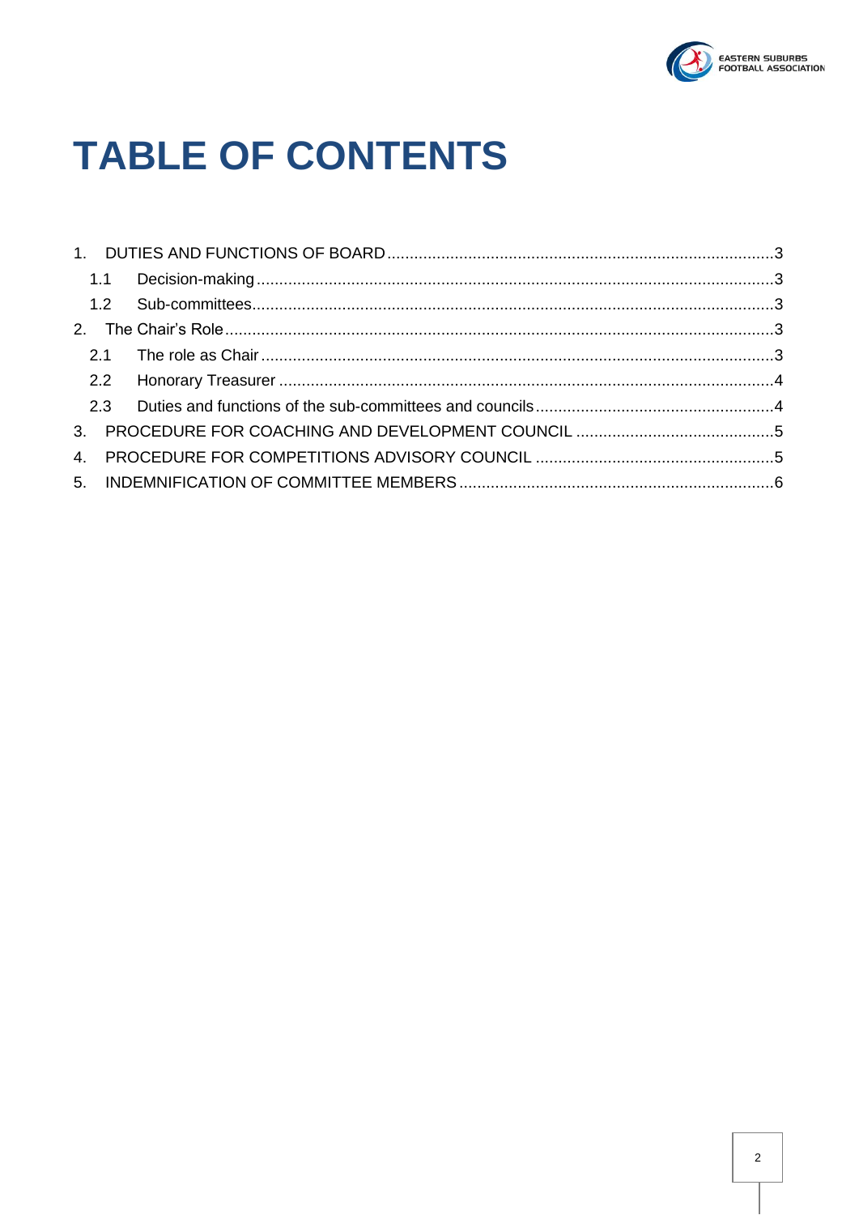# TABLE OF CONTENTS

1. DUTIES AND FUNCTIONS OF BOARD ..... 3
   - 1.1 Decision-making ..... 3
   - 1.2 Sub-committees ..... 3
2. The Chair's Role ..... 3
   - 2.1 The role as Chair ..... 3
   - 2.2 Honorary Treasurer ..... 4
   - 2.3 Duties and functions of the sub-committees and councils ..... 4
3. PROCEDURE FOR COACHING AND DEVELOPMENT COUNCIL ..... 5
4. PROCEDURE FOR COMPETITIONS ADVISORY COUNCIL ..... 5
5. INDEMNIFICATION OF COMMITTEE MEMBERS ..... 6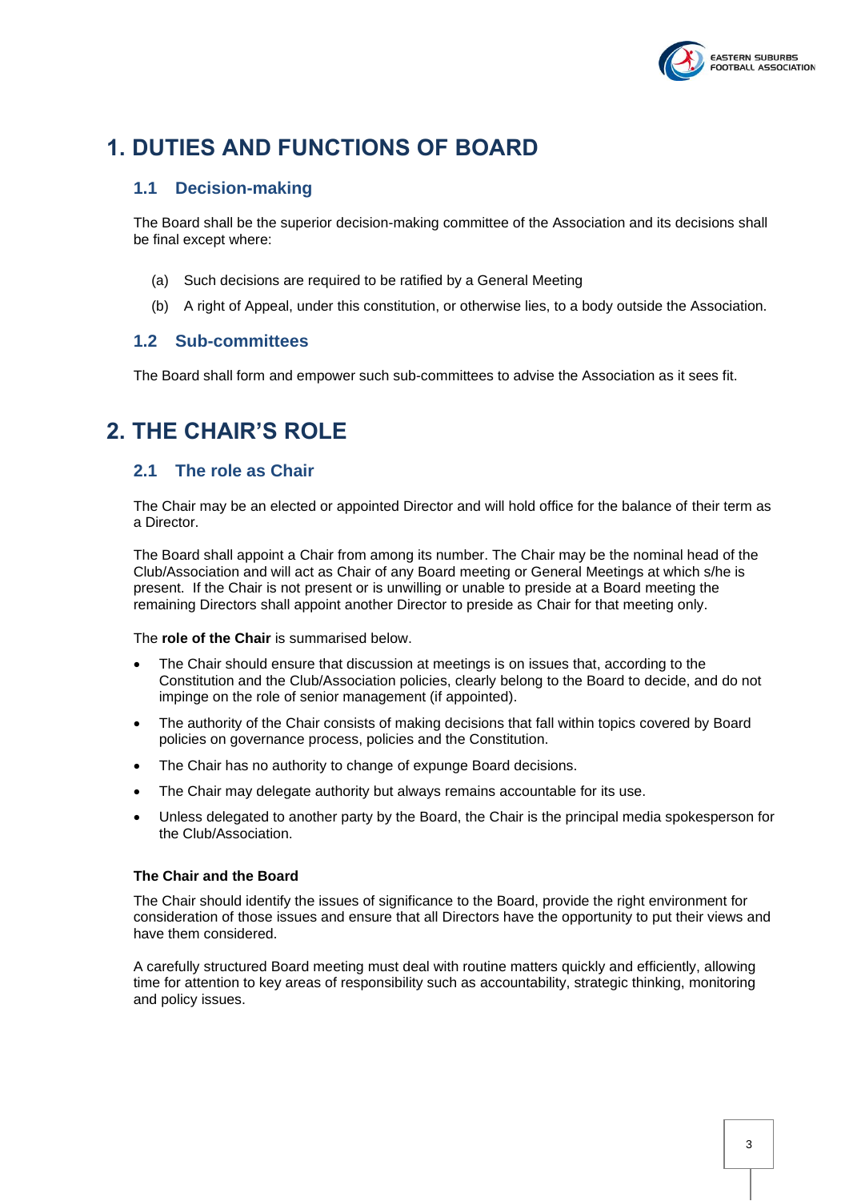# 1. DUTIES AND FUNCTIONS OF BOARD

## 1.1 Decision-making

The Board shall be the superior decision-making committee of the Association and its decisions shall be final except where:

(a) Such decisions are required to be ratified by a General Meeting

(b) A right of Appeal, under this constitution, or otherwise lies, to a body outside the Association.

## 1.2 Sub-committees

The Board shall form and empower such sub-committees to advise the Association as it sees fit.

# 2. THE CHAIR'S ROLE

## 2.1 The role as Chair

The Chair may be an elected or appointed Director and will hold office for the balance of their term as a Director.

The Board shall appoint a Chair from among its number. The Chair may be the nominal head of the Club/Association and will act as Chair of any Board meeting or General Meetings at which s/he is present. If the Chair is not present or is unwilling or unable to preside at a Board meeting the remaining Directors shall appoint another Director to preside as Chair for that meeting only.

The **role of the Chair** is summarised below.

- The Chair should ensure that discussion at meetings is on issues that, according to the Constitution and the Club/Association policies, clearly belong to the Board to decide, and do not impinge on the role of senior management (if appointed).
- The authority of the Chair consists of making decisions that fall within topics covered by Board policies on governance process, policies and the Constitution.
- The Chair has no authority to change of expunge Board decisions.
- The Chair may delegate authority but always remains accountable for its use.
- Unless delegated to another party by the Board, the Chair is the principal media spokesperson for the Club/Association.

**The Chair and the Board**

The Chair should identify the issues of significance to the Board, provide the right environment for consideration of those issues and ensure that all Directors have the opportunity to put their views and have them considered.

A carefully structured Board meeting must deal with routine matters quickly and efficiently, allowing time for attention to key areas of responsibility such as accountability, strategic thinking, monitoring and policy issues.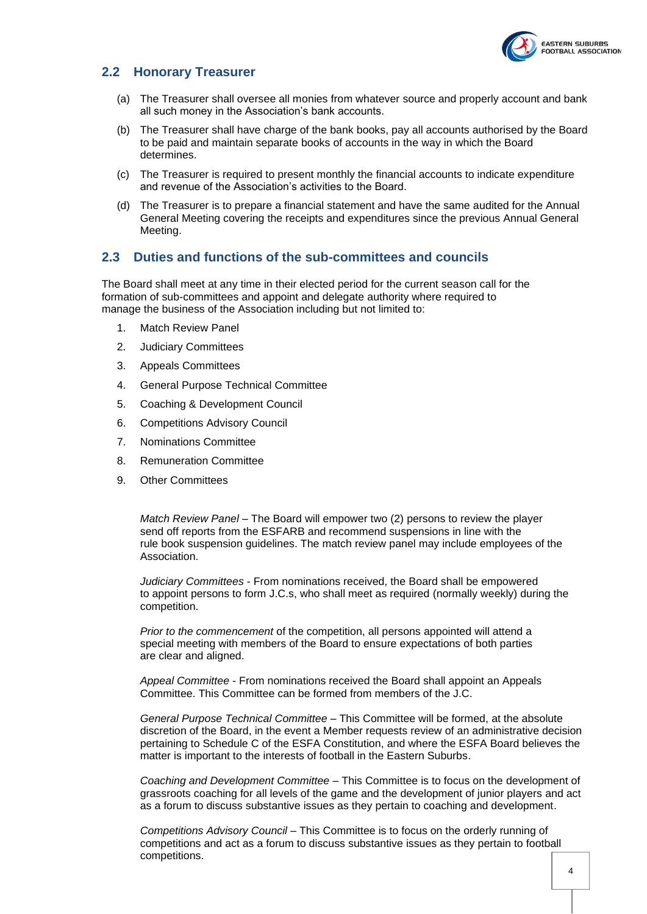## 2.2 Honorary Treasurer

(a) The Treasurer shall oversee all monies from whatever source and properly account and bank all such money in the Association's bank accounts.

(b) The Treasurer shall have charge of the bank books, pay all accounts authorised by the Board to be paid and maintain separate books of accounts in the way in which the Board determines.

(c) The Treasurer is required to present monthly the financial accounts to indicate expenditure and revenue of the Association's activities to the Board.

(d) The Treasurer is to prepare a financial statement and have the same audited for the Annual General Meeting covering the receipts and expenditures since the previous Annual General Meeting.

## 2.3 Duties and functions of the sub-committees and councils

The Board shall meet at any time in their elected period for the current season call for the formation of sub-committees and appoint and delegate authority where required to manage the business of the Association including but not limited to:

1. Match Review Panel
2. Judiciary Committees
3. Appeals Committees
4. General Purpose Technical Committee
5. Coaching & Development Council
6. Competitions Advisory Council
7. Nominations Committee
8. Remuneration Committee
9. Other Committees

*Match Review Panel* – The Board will empower two (2) persons to review the player send off reports from the ESFARB and recommend suspensions in line with the rule book suspension guidelines. The match review panel may include employees of the Association.

*Judiciary Committees* - From nominations received, the Board shall be empowered to appoint persons to form J.C.s, who shall meet as required (normally weekly) during the competition.

*Prior to the commencement* of the competition, all persons appointed will attend a special meeting with members of the Board to ensure expectations of both parties are clear and aligned.

*Appeal Committee* - From nominations received the Board shall appoint an Appeals Committee. This Committee can be formed from members of the J.C.

*General Purpose Technical Committee* – This Committee will be formed, at the absolute discretion of the Board, in the event a Member requests review of an administrative decision pertaining to Schedule C of the ESFA Constitution, and where the ESFA Board believes the matter is important to the interests of football in the Eastern Suburbs.

*Coaching and Development Committee* – This Committee is to focus on the development of grassroots coaching for all levels of the game and the development of junior players and act as a forum to discuss substantive issues as they pertain to coaching and development.

*Competitions Advisory Council* – This Committee is to focus on the orderly running of competitions and act as a forum to discuss substantive issues as they pertain to football competitions.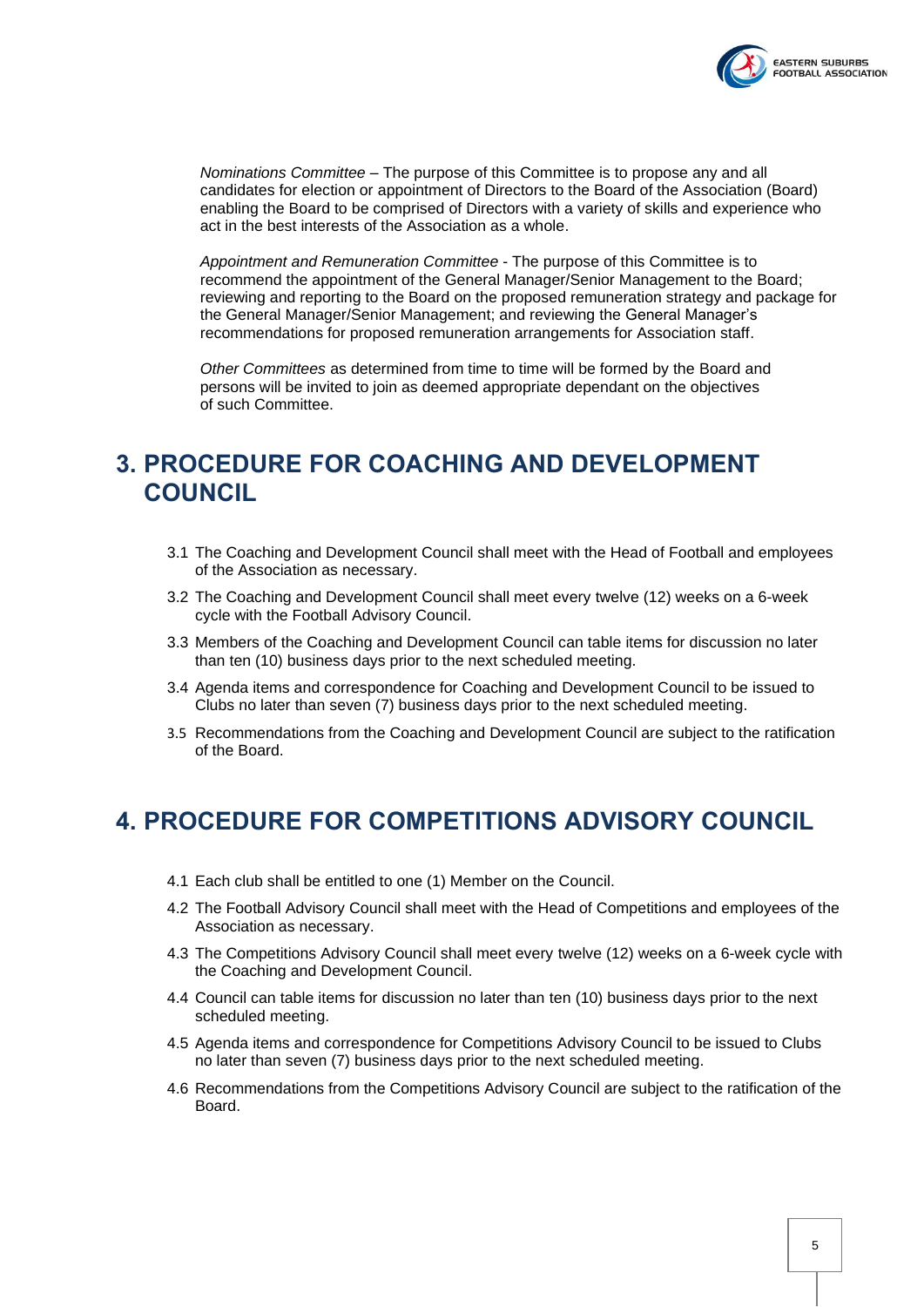*Nominations Committee* – The purpose of this Committee is to propose any and all candidates for election or appointment of Directors to the Board of the Association (Board) enabling the Board to be comprised of Directors with a variety of skills and experience who act in the best interests of the Association as a whole.

*Appointment and Remuneration Committee* - The purpose of this Committee is to recommend the appointment of the General Manager/Senior Management to the Board; reviewing and reporting to the Board on the proposed remuneration strategy and package for the General Manager/Senior Management; and reviewing the General Manager's recommendations for proposed remuneration arrangements for Association staff.

*Other Committees* as determined from time to time will be formed by the Board and persons will be invited to join as deemed appropriate dependant on the objectives of such Committee.

# 3. PROCEDURE FOR COACHING AND DEVELOPMENT COUNCIL

3.1 The Coaching and Development Council shall meet with the Head of Football and employees of the Association as necessary.

3.2 The Coaching and Development Council shall meet every twelve (12) weeks on a 6-week cycle with the Football Advisory Council.

3.3 Members of the Coaching and Development Council can table items for discussion no later than ten (10) business days prior to the next scheduled meeting.

3.4 Agenda items and correspondence for Coaching and Development Council to be issued to Clubs no later than seven (7) business days prior to the next scheduled meeting.

3.5 Recommendations from the Coaching and Development Council are subject to the ratification of the Board.

# 4. PROCEDURE FOR COMPETITIONS ADVISORY COUNCIL

4.1 Each club shall be entitled to one (1) Member on the Council.

4.2 The Football Advisory Council shall meet with the Head of Competitions and employees of the Association as necessary.

4.3 The Competitions Advisory Council shall meet every twelve (12) weeks on a 6-week cycle with the Coaching and Development Council.

4.4 Council can table items for discussion no later than ten (10) business days prior to the next scheduled meeting.

4.5 Agenda items and correspondence for Competitions Advisory Council to be issued to Clubs no later than seven (7) business days prior to the next scheduled meeting.

4.6 Recommendations from the Competitions Advisory Council are subject to the ratification of the Board.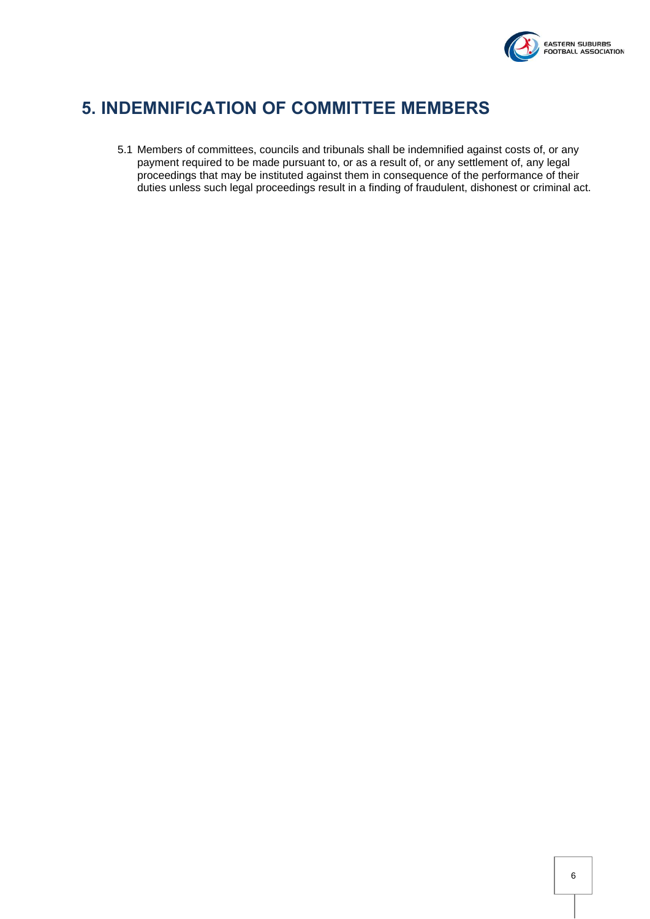# 5. INDEMNIFICATION OF COMMITTEE MEMBERS

5.1 Members of committees, councils and tribunals shall be indemnified against costs of, or any payment required to be made pursuant to, or as a result of, or any settlement of, any legal proceedings that may be instituted against them in consequence of the performance of their duties unless such legal proceedings result in a finding of fraudulent, dishonest or criminal act.